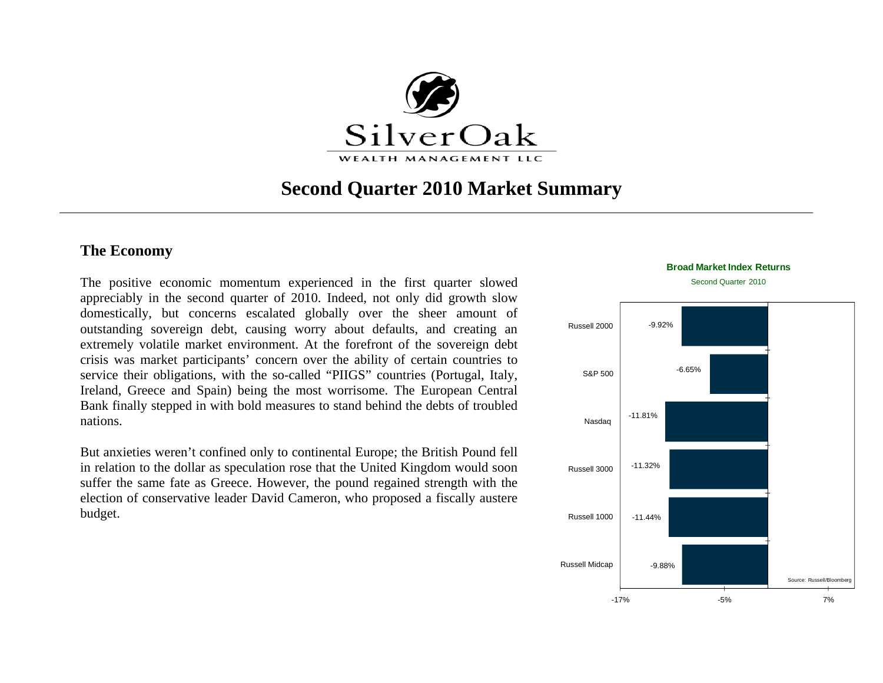SilverOak

WEALTH MANAGEMENT LLC

# Second Quarter 2010 Market Summary

## The Economy

The positive economic momentum experienced in the first quarter slowed appreciably in the second quarter of 2010. Indeed, not only did growth slow domestically, but concerns escalated globally over the sheer amount of outstanding sovereign debt, causing worry about defaults, and creating an extremely volatile market environment. At the forefront of the sovereign debt crisis was market participants' concern over the ability of certain countries to service their obligations, with the so-called "PIIGS" countries (Portugal, Italy, Ireland, Greece and Spain) being the most worrisome. The European Central Bank finally stepped in with bold measures to stand behind the debts of troubled nations.

But anxieties weren't confined only to continental Europe; the British Pound fell in relation to the dollar as speculation rose that the United Kingdom would soon suffer the same fate as Greece. However, the pound regained strength with the election of conservative leader David Cameron, who proposed a fiscally austere budget.

**Broad Market Index Returns**

Second Quarter 2010

| Index | Return |
| --- | --- |
| Russell 2000 | -9.92% |
| S&P 500 | -6.65% |
| Nasdaq | -11.81% |
| Russell 3000 | -11.32% |
| Russell 1000 | -11.44% |
| Russell Midcap | -9.88% |

Source: Russell/Bloomberg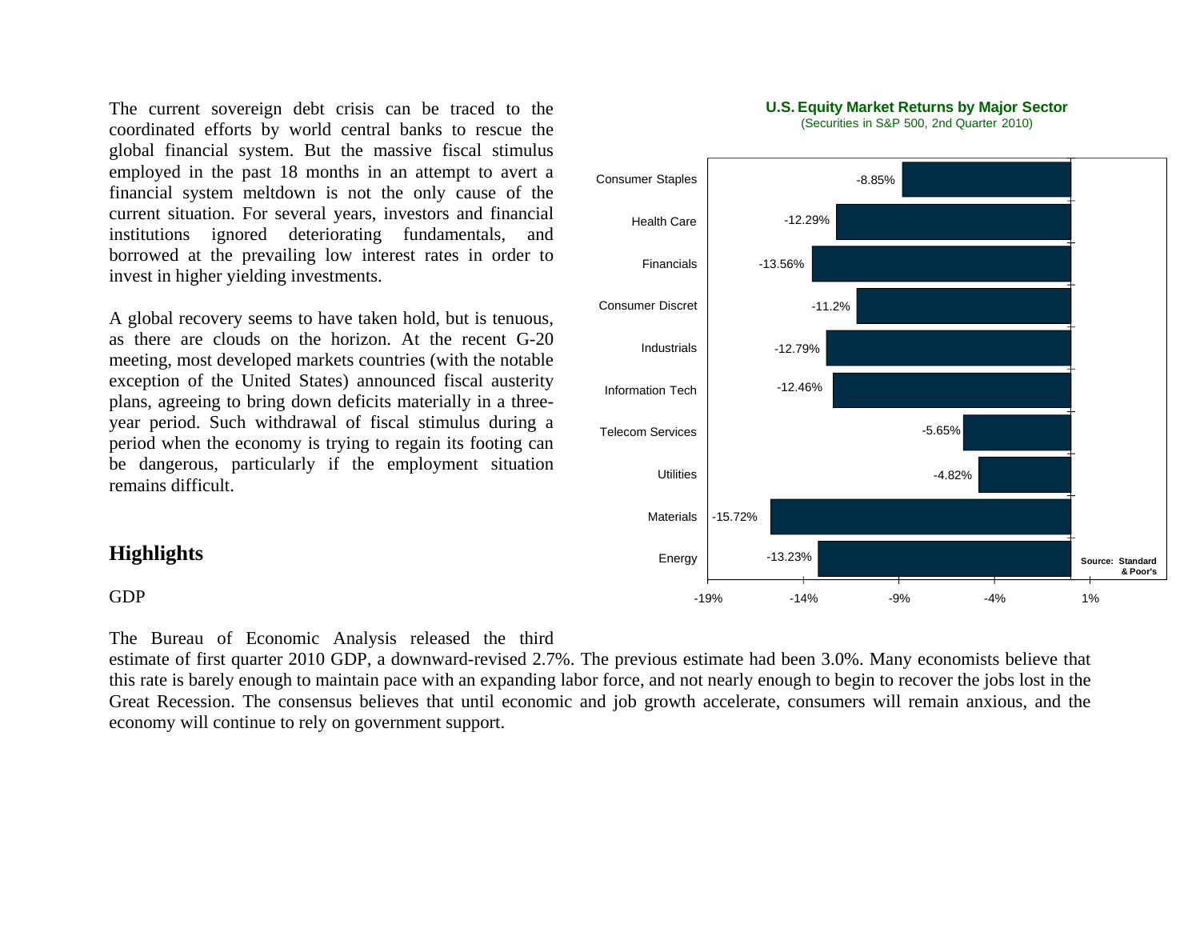The current sovereign debt crisis can be traced to the coordinated efforts by world central banks to rescue the global financial system. But the massive fiscal stimulus employed in the past 18 months in an attempt to avert a financial system meltdown is not the only cause of the current situation. For several years, investors and financial institutions ignored deteriorating fundamentals, and borrowed at the prevailing low interest rates in order to invest in higher yielding investments.

A global recovery seems to have taken hold, but is tenuous, as there are clouds on the horizon. At the recent G-20 meeting, most developed markets countries (with the notable exception of the United States) announced fiscal austerity plans, agreeing to bring down deficits materially in a three-year period. Such withdrawal of fiscal stimulus during a period when the economy is trying to regain its footing can be dangerous, particularly if the employment situation remains difficult.

**U.S. Equity Market Returns by Major Sector**
(Securities in S&P 500, 2nd Quarter 2010)

| Sector | Return |
|---|---|
| Consumer Staples | -8.85% |
| Health Care | -12.29% |
| Financials | -13.56% |
| Consumer Discret | -11.2% |
| Industrials | -12.79% |
| Information Tech | -12.46% |
| Telecom Services | -5.65% |
| Utilities | -4.82% |
| Materials | -15.72% |
| Energy | -13.23% |

Source: Standard & Poor's

## Highlights

GDP

The Bureau of Economic Analysis released the third estimate of first quarter 2010 GDP, a downward-revised 2.7%. The previous estimate had been 3.0%. Many economists believe that this rate is barely enough to maintain pace with an expanding labor force, and not nearly enough to begin to recover the jobs lost in the Great Recession. The consensus believes that until economic and job growth accelerate, consumers will remain anxious, and the economy will continue to rely on government support.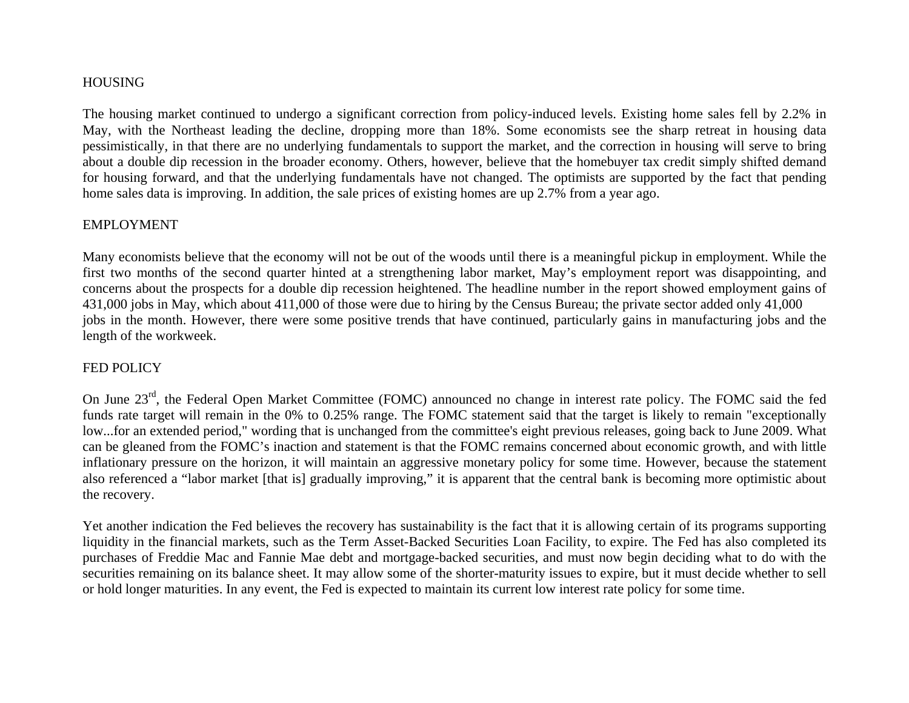## HOUSING

The housing market continued to undergo a significant correction from policy-induced levels. Existing home sales fell by 2.2% in May, with the Northeast leading the decline, dropping more than 18%. Some economists see the sharp retreat in housing data pessimistically, in that there are no underlying fundamentals to support the market, and the correction in housing will serve to bring about a double dip recession in the broader economy. Others, however, believe that the homebuyer tax credit simply shifted demand for housing forward, and that the underlying fundamentals have not changed. The optimists are supported by the fact that pending home sales data is improving. In addition, the sale prices of existing homes are up 2.7% from a year ago.

## EMPLOYMENT

Many economists believe that the economy will not be out of the woods until there is a meaningful pickup in employment. While the first two months of the second quarter hinted at a strengthening labor market, May's employment report was disappointing, and concerns about the prospects for a double dip recession heightened. The headline number in the report showed employment gains of 431,000 jobs in May, which about 411,000 of those were due to hiring by the Census Bureau; the private sector added only 41,000 jobs in the month. However, there were some positive trends that have continued, particularly gains in manufacturing jobs and the length of the workweek.

## FED POLICY

On June 23rd, the Federal Open Market Committee (FOMC) announced no change in interest rate policy. The FOMC said the fed funds rate target will remain in the 0% to 0.25% range. The FOMC statement said that the target is likely to remain "exceptionally low...for an extended period," wording that is unchanged from the committee's eight previous releases, going back to June 2009. What can be gleaned from the FOMC's inaction and statement is that the FOMC remains concerned about economic growth, and with little inflationary pressure on the horizon, it will maintain an aggressive monetary policy for some time. However, because the statement also referenced a "labor market [that is] gradually improving," it is apparent that the central bank is becoming more optimistic about the recovery.

Yet another indication the Fed believes the recovery has sustainability is the fact that it is allowing certain of its programs supporting liquidity in the financial markets, such as the Term Asset-Backed Securities Loan Facility, to expire. The Fed has also completed its purchases of Freddie Mac and Fannie Mae debt and mortgage-backed securities, and must now begin deciding what to do with the securities remaining on its balance sheet. It may allow some of the shorter-maturity issues to expire, but it must decide whether to sell or hold longer maturities. In any event, the Fed is expected to maintain its current low interest rate policy for some time.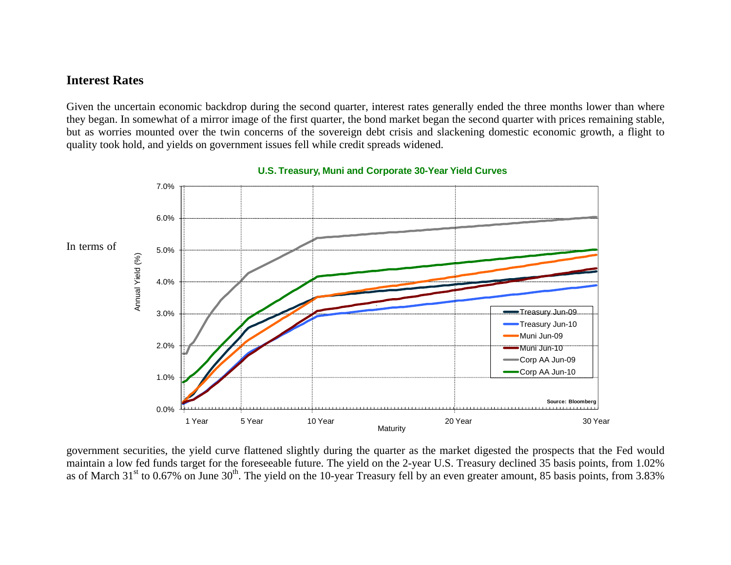## Interest Rates

Given the uncertain economic backdrop during the second quarter, interest rates generally ended the three months lower than where they began. In somewhat of a mirror image of the first quarter, the bond market began the second quarter with prices remaining stable, but as worries mounted over the twin concerns of the sovereign debt crisis and slackening domestic economic growth, a flight to quality took hold, and yields on government issues fell while credit spreads widened.

**U.S. Treasury, Muni and Corporate 30-Year Yield Curves**

In terms of government securities, the yield curve flattened slightly during the quarter as the market digested the prospects that the Fed would maintain a low fed funds target for the foreseeable future. The yield on the 2-year U.S. Treasury declined 35 basis points, from 1.02% as of March 31st to 0.67% on June 30th. The yield on the 10-year Treasury fell by an even greater amount, 85 basis points, from 3.83%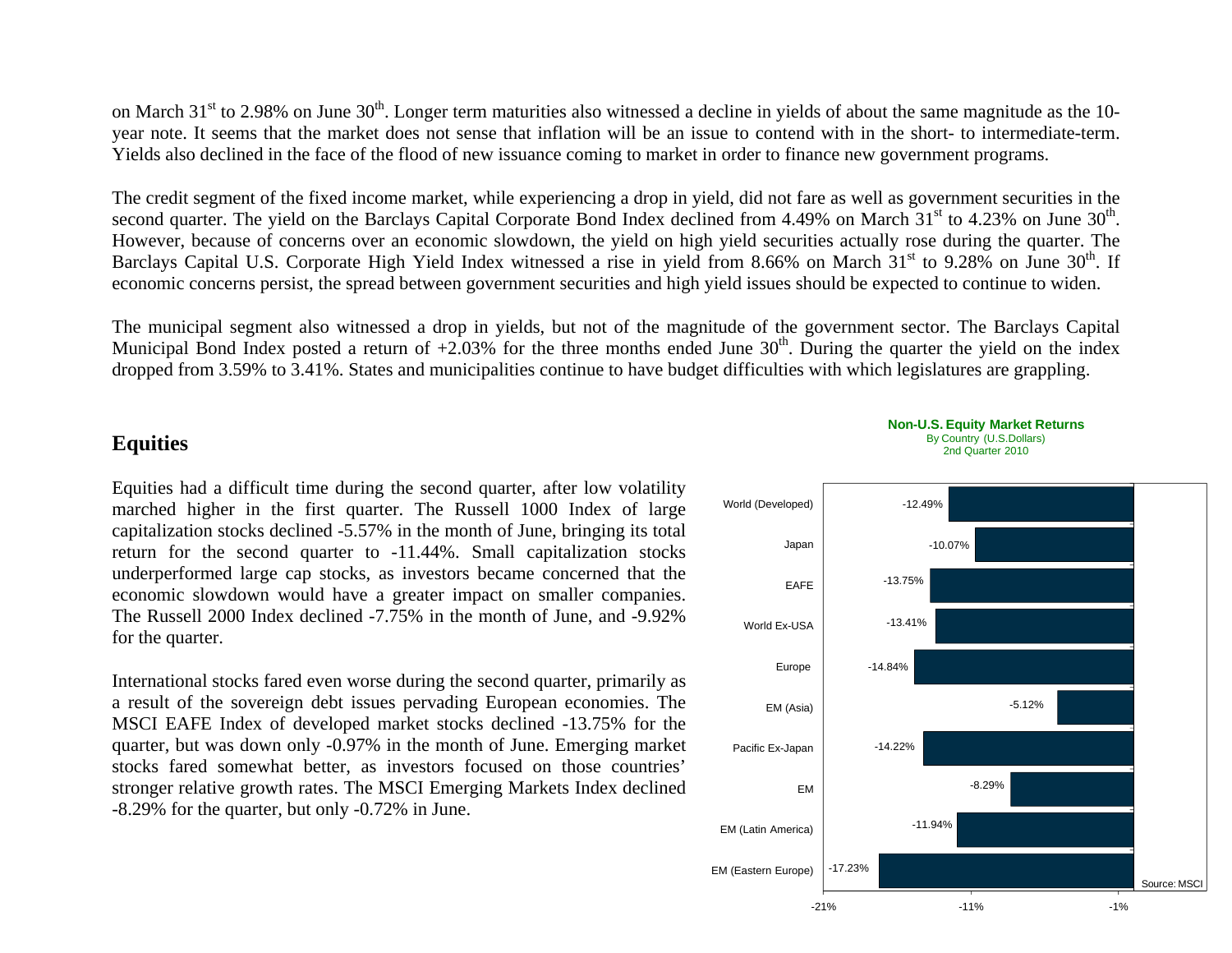on March 31st to 2.98% on June 30th. Longer term maturities also witnessed a decline in yields of about the same magnitude as the 10-year note. It seems that the market does not sense that inflation will be an issue to contend with in the short- to intermediate-term. Yields also declined in the face of the flood of new issuance coming to market in order to finance new government programs.

The credit segment of the fixed income market, while experiencing a drop in yield, did not fare as well as government securities in the second quarter. The yield on the Barclays Capital Corporate Bond Index declined from 4.49% on March 31st to 4.23% on June 30th. However, because of concerns over an economic slowdown, the yield on high yield securities actually rose during the quarter. The Barclays Capital U.S. Corporate High Yield Index witnessed a rise in yield from 8.66% on March 31st to 9.28% on June 30th. If economic concerns persist, the spread between government securities and high yield issues should be expected to continue to widen.

The municipal segment also witnessed a drop in yields, but not of the magnitude of the government sector. The Barclays Capital Municipal Bond Index posted a return of +2.03% for the three months ended June 30th. During the quarter the yield on the index dropped from 3.59% to 3.41%. States and municipalities continue to have budget difficulties with which legislatures are grappling.

## Equities

Equities had a difficult time during the second quarter, after low volatility marched higher in the first quarter. The Russell 1000 Index of large capitalization stocks declined -5.57% in the month of June, bringing its total return for the second quarter to -11.44%. Small capitalization stocks underperformed large cap stocks, as investors became concerned that the economic slowdown would have a greater impact on smaller companies. The Russell 2000 Index declined -7.75% in the month of June, and -9.92% for the quarter.

International stocks fared even worse during the second quarter, primarily as a result of the sovereign debt issues pervading European economies. The MSCI EAFE Index of developed market stocks declined -13.75% for the quarter, but was down only -0.97% in the month of June. Emerging market stocks fared somewhat better, as investors focused on those countries' stronger relative growth rates. The MSCI Emerging Markets Index declined -8.29% for the quarter, but only -0.72% in June.

**Non-U.S. Equity Market Returns**
By Country (U.S.Dollars)
2nd Quarter 2010

World (Developed) -12.49%
Japan -10.07%
EAFE -13.75%
World Ex-USA -13.41%
Europe -14.84%
EM (Asia) -5.12%
Pacific Ex-Japan -14.22%
EM -8.29%
EM (Latin America) -11.94%
EM (Eastern Europe) -17.23%

-21% -11% -1%

Source: MSCI